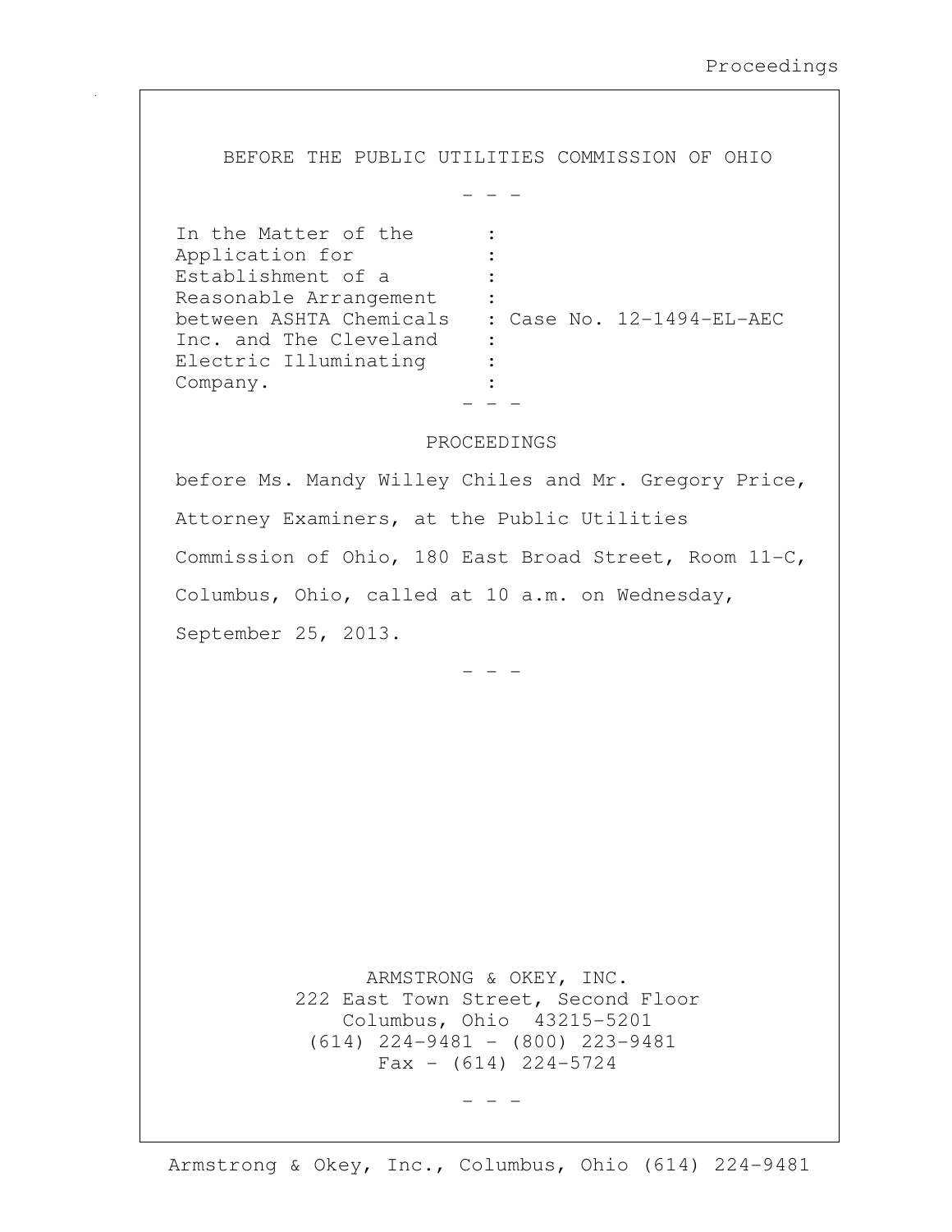BEFORE THE PUBLIC UTILITIES COMMISSION OF OHIO

\- - -

| | |
|---|---|
| In the Matter of the Application for Establishment of a Reasonable Arrangement between ASHTA Chemicals Inc. and The Cleveland Electric Illuminating Company. | : Case No. 12-1494-EL-AEC |

\- - -

PROCEEDINGS

before Ms. Mandy Willey Chiles and Mr. Gregory Price, Attorney Examiners, at the Public Utilities Commission of Ohio, 180 East Broad Street, Room 11-C, Columbus, Ohio, called at 10 a.m. on Wednesday, September 25, 2013.

\- - -

ARMSTRONG & OKEY, INC.
222 East Town Street, Second Floor
Columbus, Ohio 43215-5201
(614) 224-9481 - (800) 223-9481
Fax - (614) 224-5724

\- - -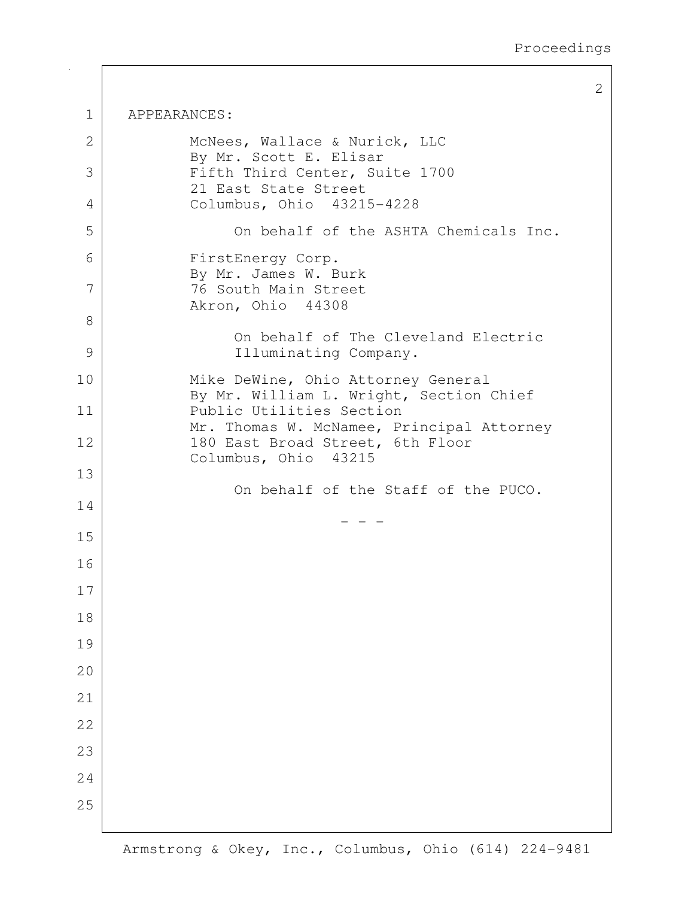APPEARANCES:

McNees, Wallace & Nurick, LLC
By Mr. Scott E. Elisar
Fifth Third Center, Suite 1700
21 East State Street
Columbus, Ohio 43215-4228

On behalf of the ASHTA Chemicals Inc.

FirstEnergy Corp.
By Mr. James W. Burk
76 South Main Street
Akron, Ohio 44308

On behalf of The Cleveland Electric Illuminating Company.

Mike DeWine, Ohio Attorney General
By Mr. William L. Wright, Section Chief
Public Utilities Section
Mr. Thomas W. McNamee, Principal Attorney
180 East Broad Street, 6th Floor
Columbus, Ohio 43215

On behalf of the Staff of the PUCO.

- - -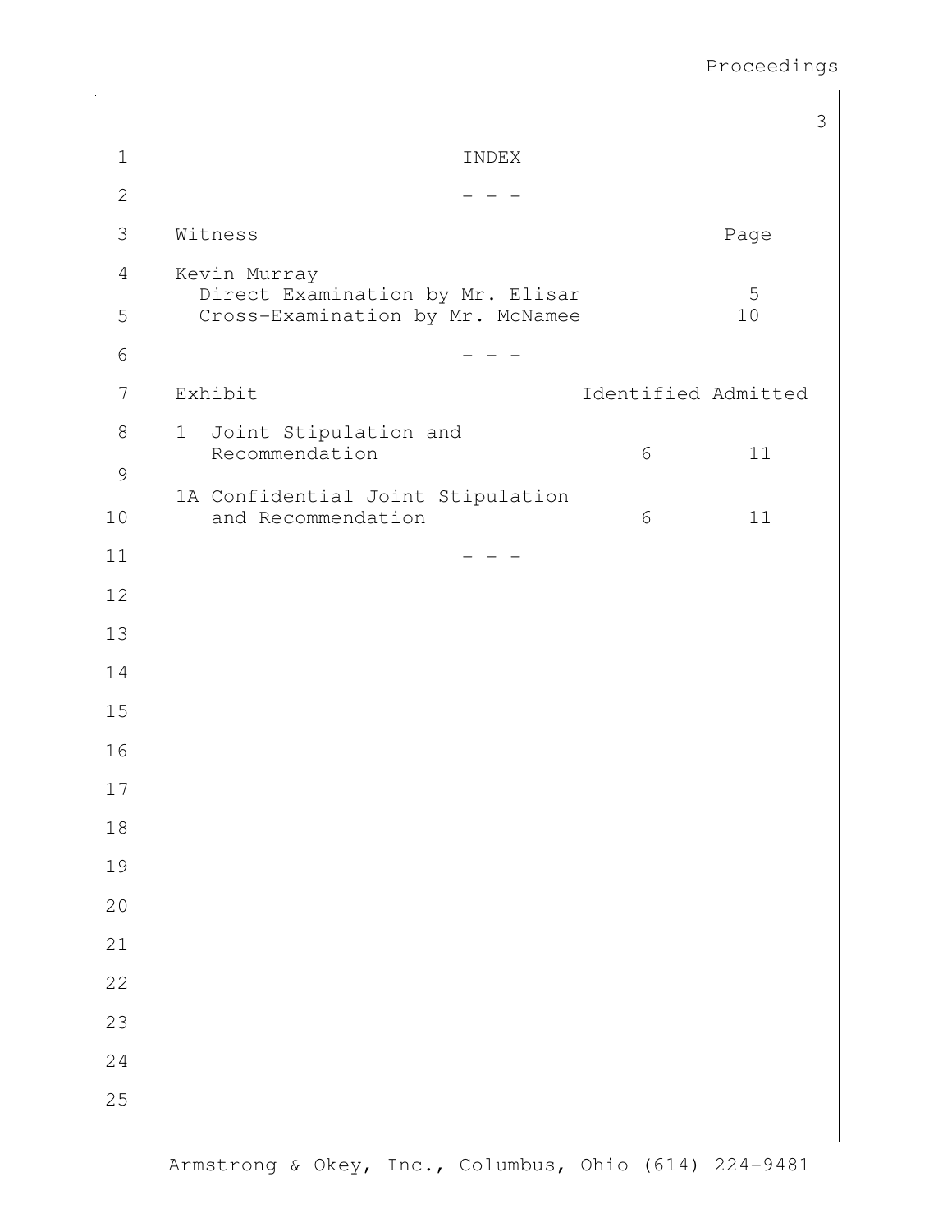# INDEX

\- - -

| Witness | Page |
| --- | --- |
| Kevin Murray | |
| Direct Examination by Mr. Elisar | 5 |
| Cross-Examination by Mr. McNamee | 10 |

\- - -

| Exhibit | Identified | Admitted |
| --- | --- | --- |
| 1 Joint Stipulation and Recommendation | 6 | 11 |
| 1A Confidential Joint Stipulation and Recommendation | 6 | 11 |

\- - -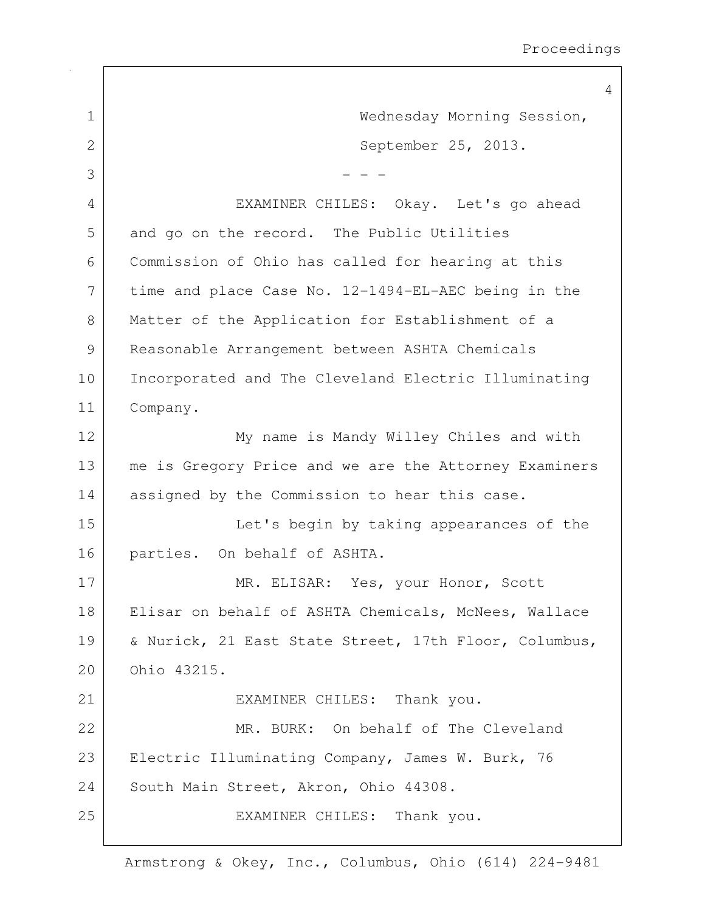Wednesday Morning Session,
September 25, 2013.

- - -

EXAMINER CHILES: Okay. Let's go ahead and go on the record. The Public Utilities Commission of Ohio has called for hearing at this time and place Case No. 12-1494-EL-AEC being in the Matter of the Application for Establishment of a Reasonable Arrangement between ASHTA Chemicals Incorporated and The Cleveland Electric Illuminating Company.

My name is Mandy Willey Chiles and with me is Gregory Price and we are the Attorney Examiners assigned by the Commission to hear this case.

Let's begin by taking appearances of the parties. On behalf of ASHTA.

MR. ELISAR: Yes, your Honor, Scott Elisar on behalf of ASHTA Chemicals, McNees, Wallace & Nurick, 21 East State Street, 17th Floor, Columbus, Ohio 43215.

EXAMINER CHILES: Thank you.

MR. BURK: On behalf of The Cleveland Electric Illuminating Company, James W. Burk, 76 South Main Street, Akron, Ohio 44308.

EXAMINER CHILES: Thank you.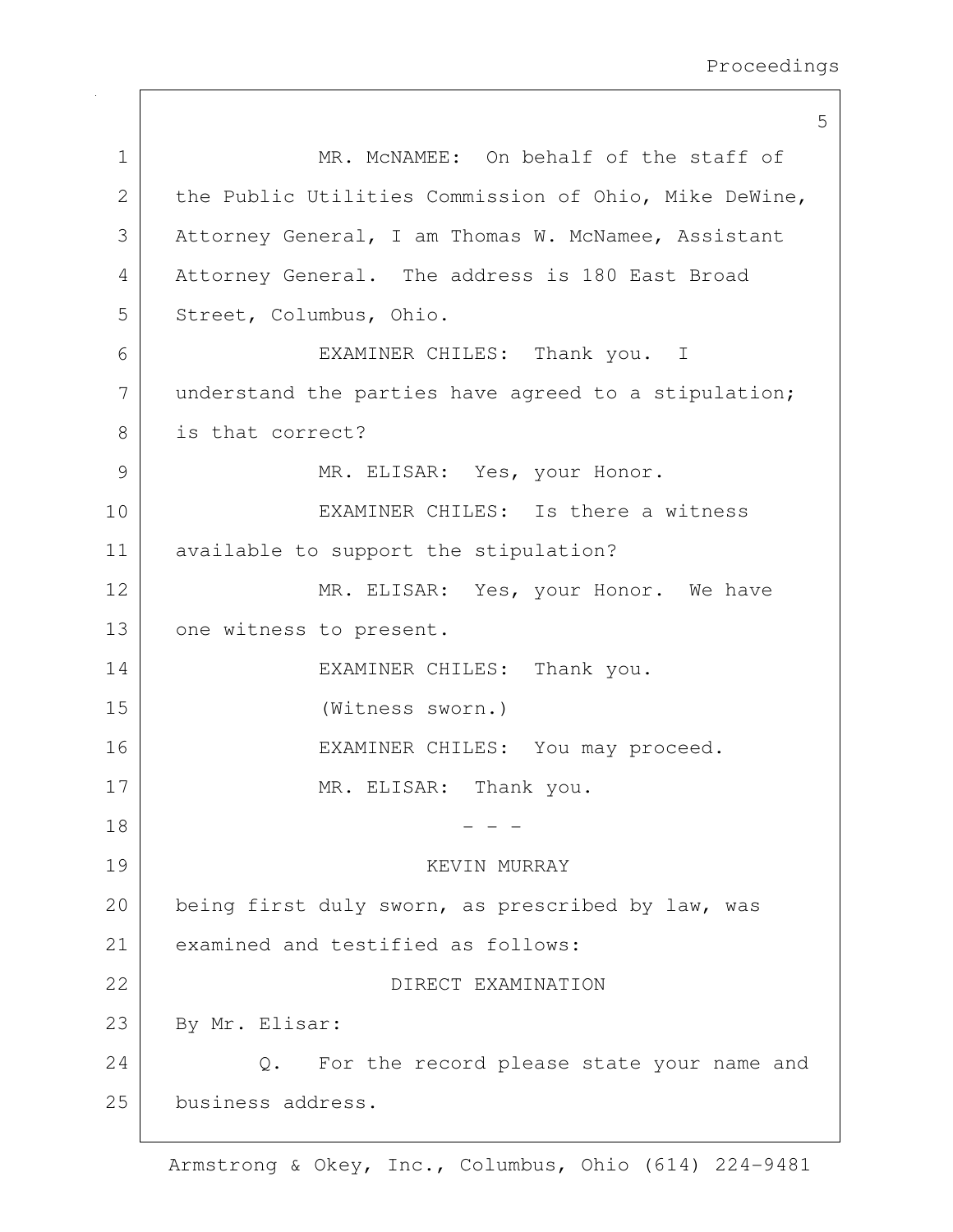MR. McNAMEE: On behalf of the staff of the Public Utilities Commission of Ohio, Mike DeWine, Attorney General, I am Thomas W. McNamee, Assistant Attorney General. The address is 180 East Broad Street, Columbus, Ohio.

EXAMINER CHILES: Thank you. I understand the parties have agreed to a stipulation; is that correct?

MR. ELISAR: Yes, your Honor.

EXAMINER CHILES: Is there a witness available to support the stipulation?

MR. ELISAR: Yes, your Honor. We have one witness to present.

EXAMINER CHILES: Thank you.

(Witness sworn.)

EXAMINER CHILES: You may proceed.

MR. ELISAR: Thank you.

\- - -

KEVIN MURRAY

being first duly sworn, as prescribed by law, was examined and testified as follows:

DIRECT EXAMINATION

By Mr. Elisar:

Q. For the record please state your name and business address.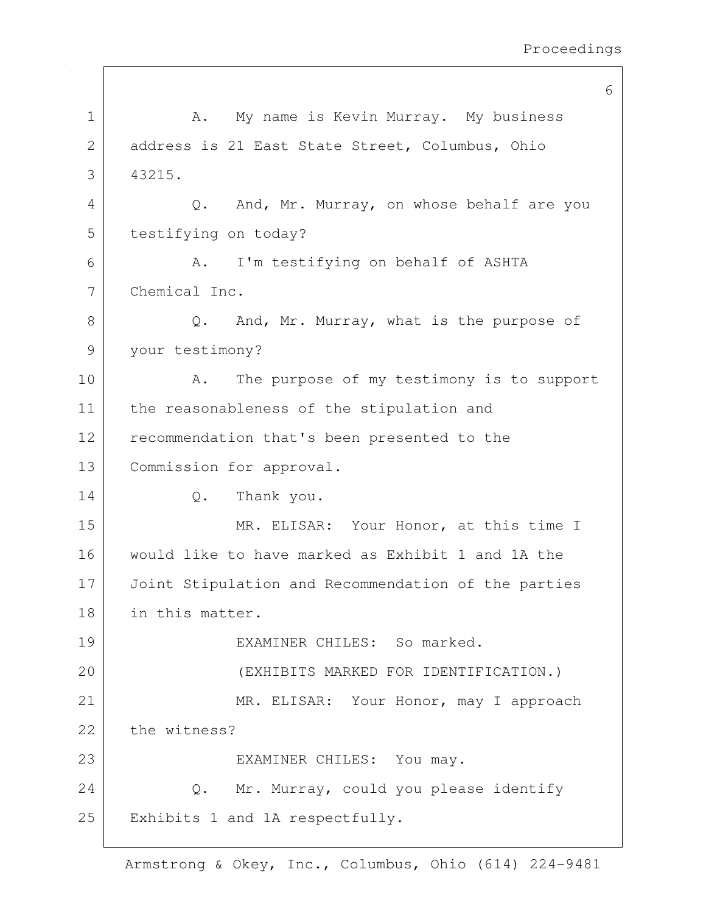A. My name is Kevin Murray. My business address is 21 East State Street, Columbus, Ohio 43215.

Q. And, Mr. Murray, on whose behalf are you testifying on today?

A. I'm testifying on behalf of ASHTA Chemical Inc.

Q. And, Mr. Murray, what is the purpose of your testimony?

A. The purpose of my testimony is to support the reasonableness of the stipulation and recommendation that's been presented to the Commission for approval.

Q. Thank you.

MR. ELISAR: Your Honor, at this time I would like to have marked as Exhibit 1 and 1A the Joint Stipulation and Recommendation of the parties in this matter.

EXAMINER CHILES: So marked.

(EXHIBITS MARKED FOR IDENTIFICATION.)

MR. ELISAR: Your Honor, may I approach the witness?

EXAMINER CHILES: You may.

Q. Mr. Murray, could you please identify Exhibits 1 and 1A respectfully.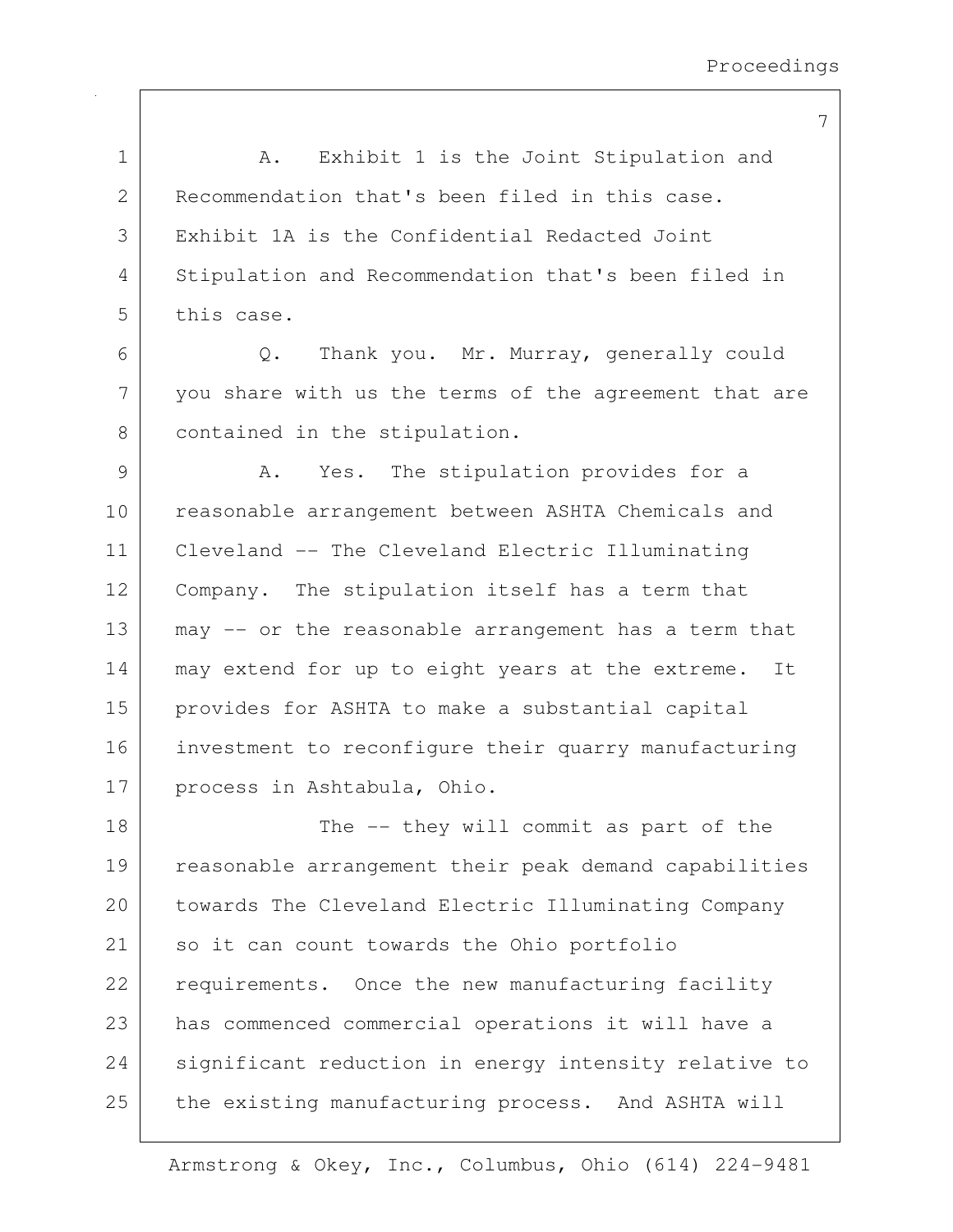A. Exhibit 1 is the Joint Stipulation and Recommendation that's been filed in this case. Exhibit 1A is the Confidential Redacted Joint Stipulation and Recommendation that's been filed in this case.

Q. Thank you. Mr. Murray, generally could you share with us the terms of the agreement that are contained in the stipulation.

A. Yes. The stipulation provides for a reasonable arrangement between ASHTA Chemicals and Cleveland -- The Cleveland Electric Illuminating Company. The stipulation itself has a term that may -- or the reasonable arrangement has a term that may extend for up to eight years at the extreme. It provides for ASHTA to make a substantial capital investment to reconfigure their quarry manufacturing process in Ashtabula, Ohio.

The -- they will commit as part of the reasonable arrangement their peak demand capabilities towards The Cleveland Electric Illuminating Company so it can count towards the Ohio portfolio requirements. Once the new manufacturing facility has commenced commercial operations it will have a significant reduction in energy intensity relative to the existing manufacturing process. And ASHTA will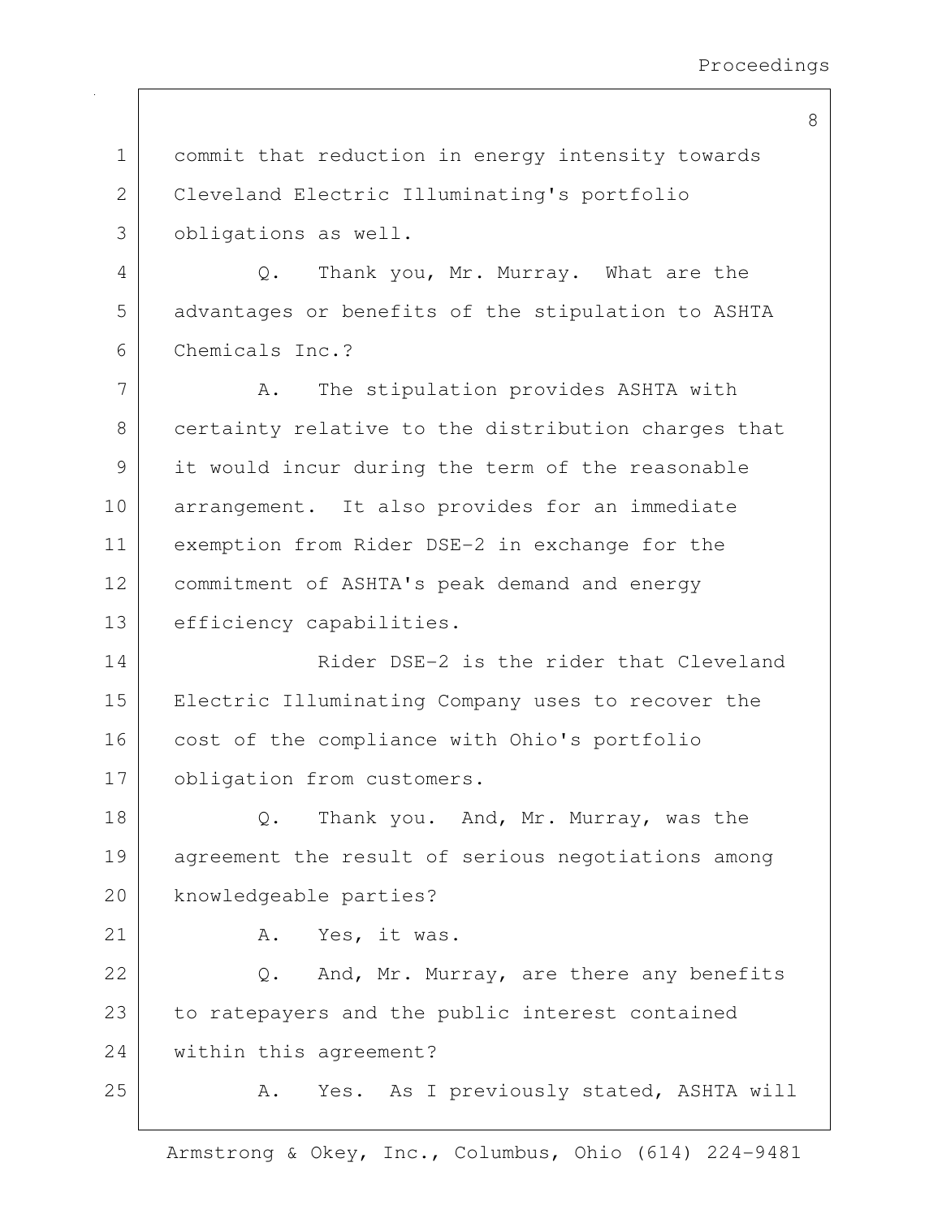commit that reduction in energy intensity towards Cleveland Electric Illuminating's portfolio obligations as well.

Q. Thank you, Mr. Murray. What are the advantages or benefits of the stipulation to ASHTA Chemicals Inc.?

A. The stipulation provides ASHTA with certainty relative to the distribution charges that it would incur during the term of the reasonable arrangement. It also provides for an immediate exemption from Rider DSE-2 in exchange for the commitment of ASHTA's peak demand and energy efficiency capabilities.

Rider DSE-2 is the rider that Cleveland Electric Illuminating Company uses to recover the cost of the compliance with Ohio's portfolio obligation from customers.

Q. Thank you. And, Mr. Murray, was the agreement the result of serious negotiations among knowledgeable parties?

A. Yes, it was.

Q. And, Mr. Murray, are there any benefits to ratepayers and the public interest contained within this agreement?

A. Yes. As I previously stated, ASHTA will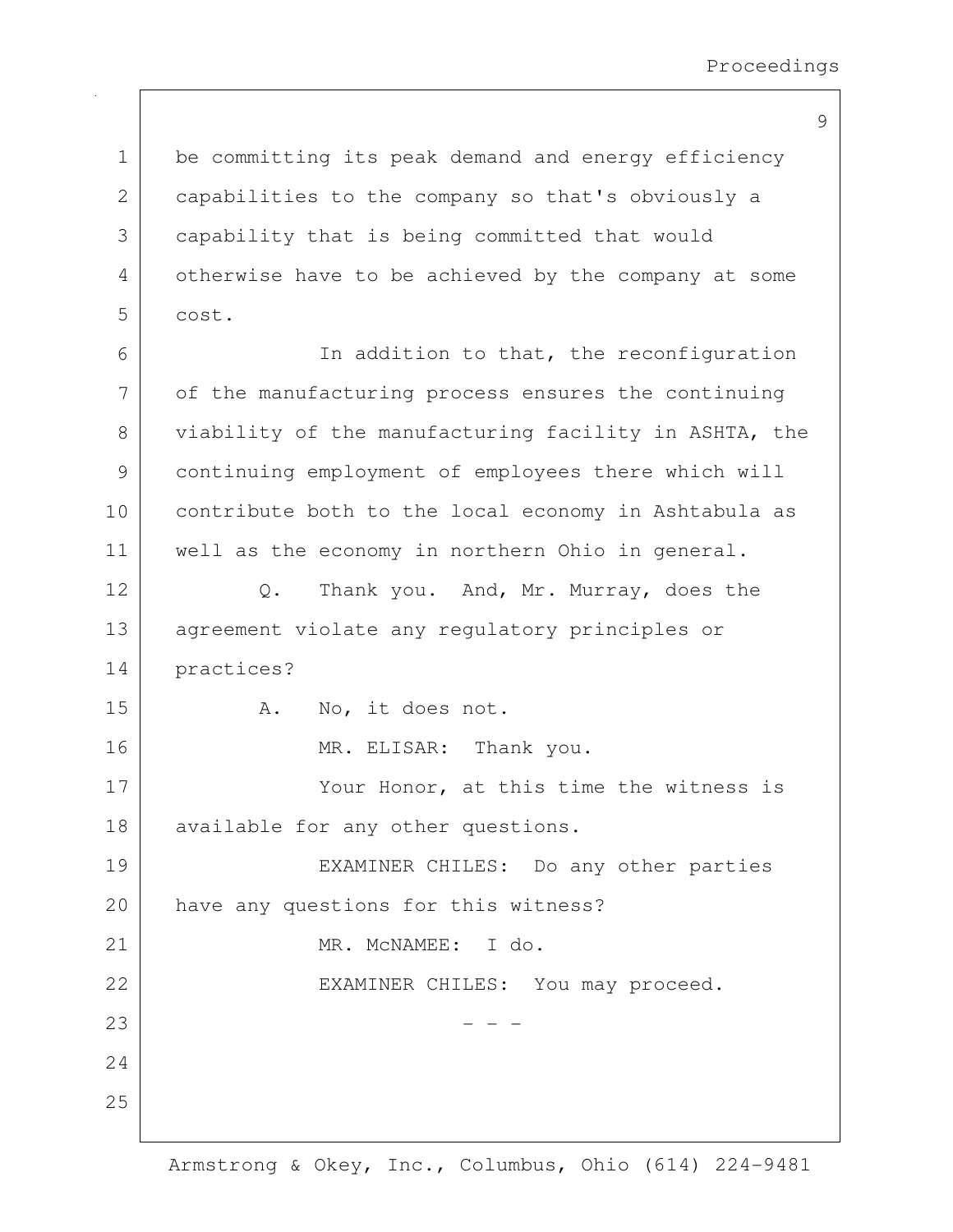be committing its peak demand and energy efficiency capabilities to the company so that's obviously a capability that is being committed that would otherwise have to be achieved by the company at some cost.

In addition to that, the reconfiguration of the manufacturing process ensures the continuing viability of the manufacturing facility in ASHTA, the continuing employment of employees there which will contribute both to the local economy in Ashtabula as well as the economy in northern Ohio in general.

Q. Thank you. And, Mr. Murray, does the agreement violate any regulatory principles or practices?

A. No, it does not.

MR. ELISAR: Thank you.

Your Honor, at this time the witness is available for any other questions.

EXAMINER CHILES: Do any other parties have any questions for this witness?

MR. McNAMEE: I do.

EXAMINER CHILES: You may proceed.

\- - -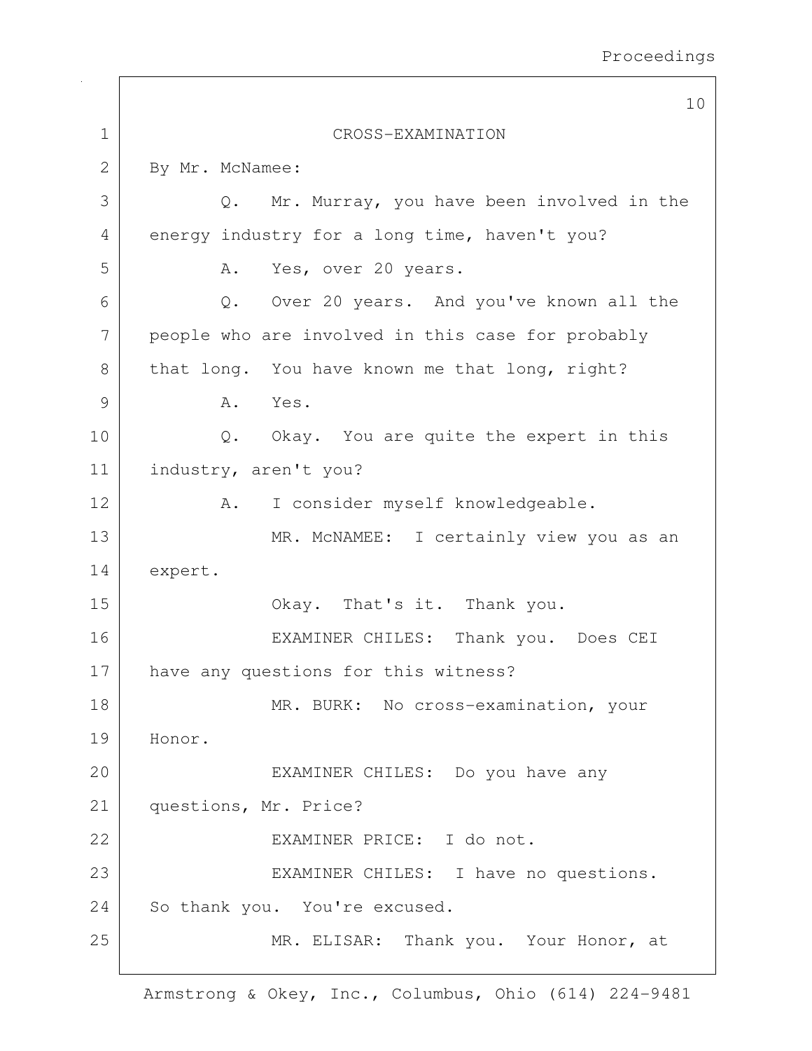CROSS-EXAMINATION

By Mr. McNamee:

Q. Mr. Murray, you have been involved in the energy industry for a long time, haven't you?

A. Yes, over 20 years.

Q. Over 20 years. And you've known all the people who are involved in this case for probably that long. You have known me that long, right?

A. Yes.

Q. Okay. You are quite the expert in this industry, aren't you?

A. I consider myself knowledgeable.

MR. McNAMEE: I certainly view you as an expert.

Okay. That's it. Thank you.

EXAMINER CHILES: Thank you. Does CEI have any questions for this witness?

MR. BURK: No cross-examination, your Honor.

EXAMINER CHILES: Do you have any questions, Mr. Price?

EXAMINER PRICE: I do not.

EXAMINER CHILES: I have no questions. So thank you. You're excused.

MR. ELISAR: Thank you. Your Honor, at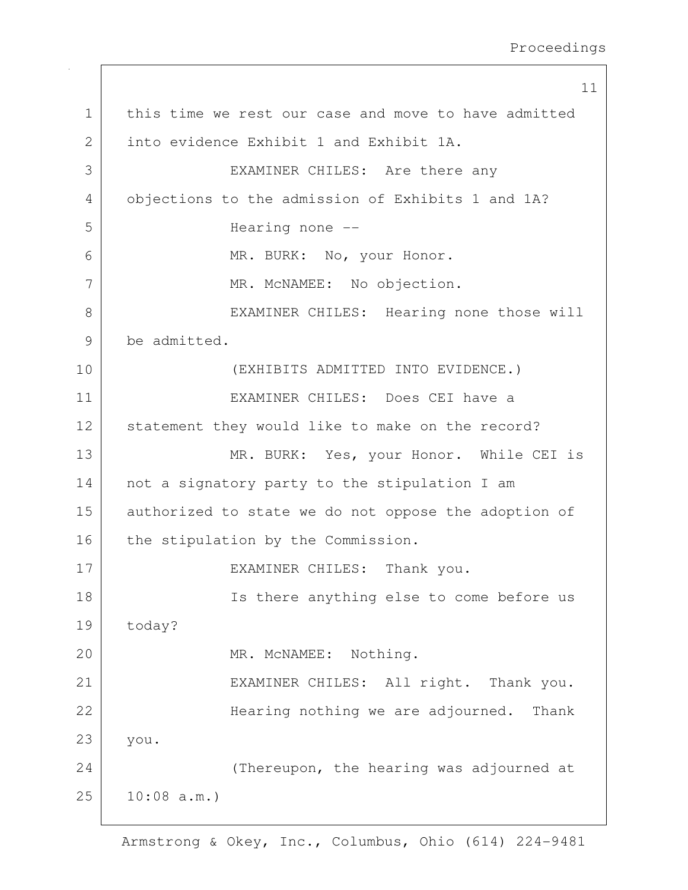this time we rest our case and move to have admitted into evidence Exhibit 1 and Exhibit 1A.

EXAMINER CHILES: Are there any objections to the admission of Exhibits 1 and 1A?

Hearing none --

MR. BURK: No, your Honor.

MR. McNAMEE: No objection.

EXAMINER CHILES: Hearing none those will be admitted.

(EXHIBITS ADMITTED INTO EVIDENCE.)

EXAMINER CHILES: Does CEI have a statement they would like to make on the record?

MR. BURK: Yes, your Honor. While CEI is not a signatory party to the stipulation I am authorized to state we do not oppose the adoption of the stipulation by the Commission.

EXAMINER CHILES: Thank you.

Is there anything else to come before us today?

MR. McNAMEE: Nothing.

EXAMINER CHILES: All right. Thank you.

Hearing nothing we are adjourned. Thank you.

(Thereupon, the hearing was adjourned at 10:08 a.m.)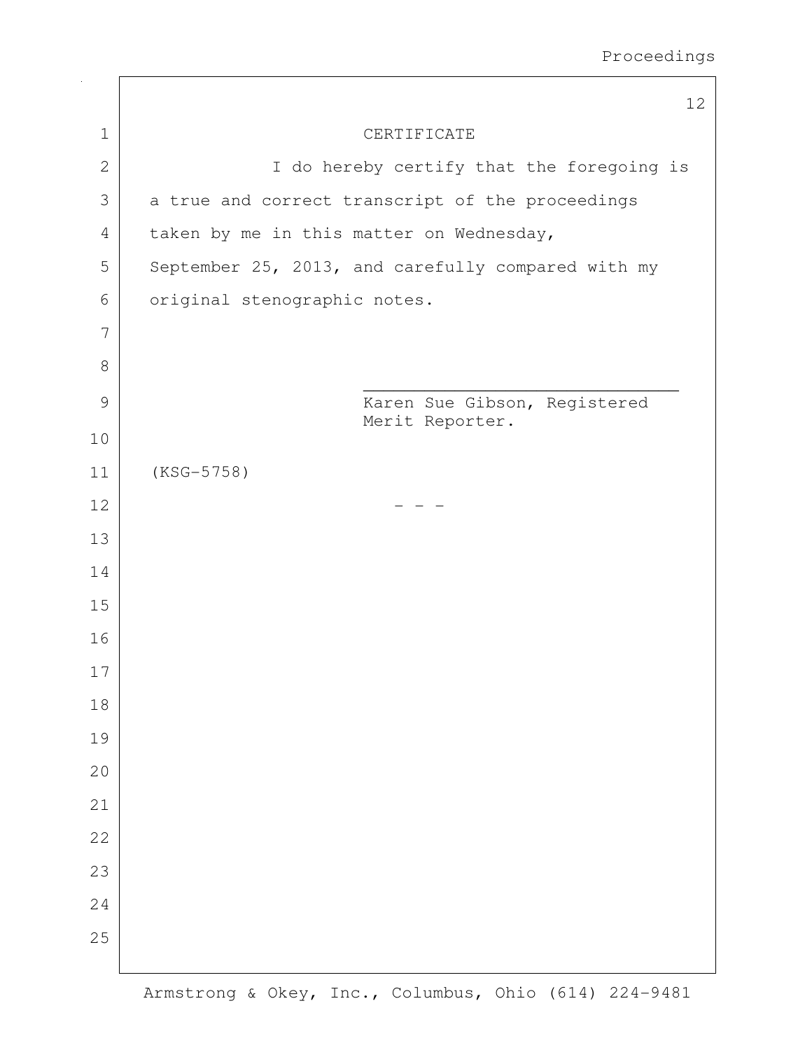# CERTIFICATE

I do hereby certify that the foregoing is a true and correct transcript of the proceedings taken by me in this matter on Wednesday, September 25, 2013, and carefully compared with my original stenographic notes.

\_\_\_\_\_\_\_\_\_\_\_\_\_\_\_\_\_\_\_\_\_\_\_\_\_\_\_\_\_\_\_\_
Karen Sue Gibson, Registered Merit Reporter.

(KSG-5758)

- - -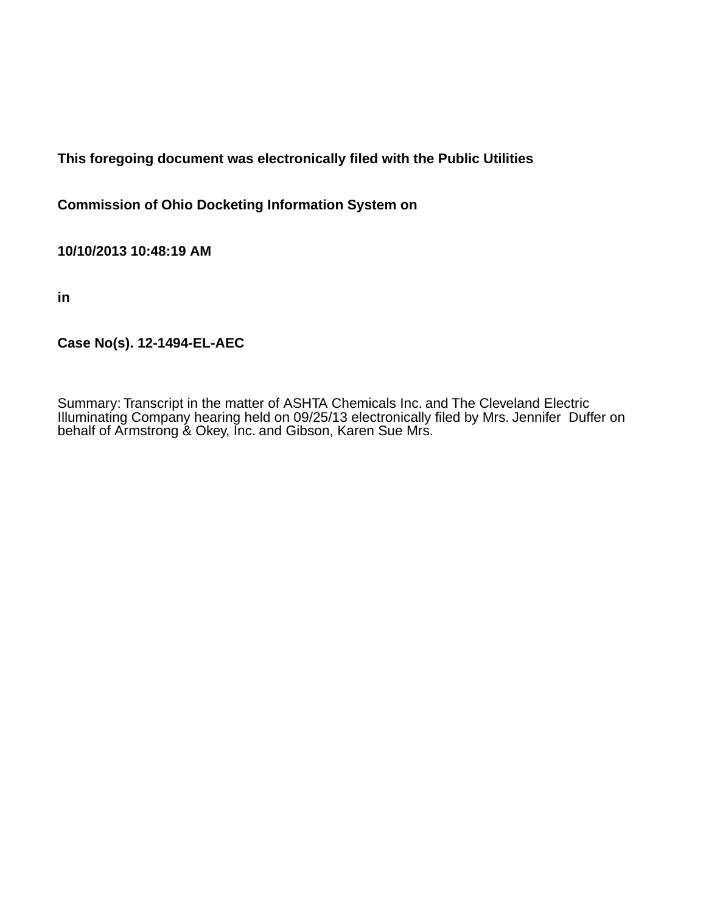**This foregoing document was electronically filed with the Public Utilities**

**Commission of Ohio Docketing Information System on**

**10/10/2013 10:48:19 AM**

**in**

**Case No(s). 12-1494-EL-AEC**

Summary: Transcript in the matter of ASHTA Chemicals Inc. and The Cleveland Electric Illuminating Company hearing held on 09/25/13 electronically filed by Mrs. Jennifer Duffer on behalf of Armstrong & Okey, Inc. and Gibson, Karen Sue Mrs.